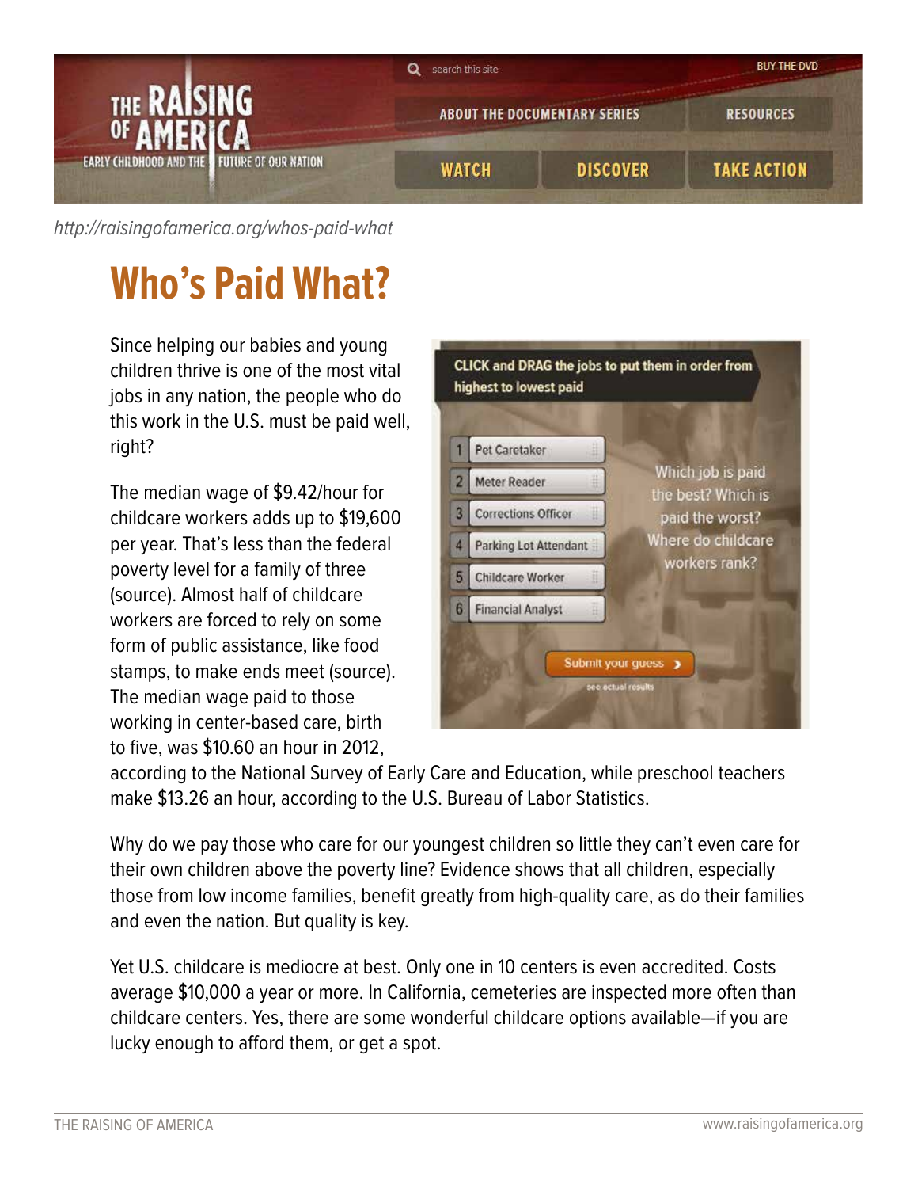http://raisingofamerica.org/whos-paid-what

# Who's Paid What?

Since helping our babies and young children thrive is one of the most vital jobs in any nation, the people who do this work in the U.S. must be paid well, right?

The median wage of $9.42/hour for childcare workers adds up to $19,600 per year. That's less than the federal poverty level for a family of three (source). Almost half of childcare workers are forced to rely on some form of public assistance, like food stamps, to make ends meet (source). The median wage paid to those working in center-based care, birth to five, was $10.60 an hour in 2012, according to the National Survey of Early Care and Education, while preschool teachers make $13.26 an hour, according to the U.S. Bureau of Labor Statistics.

Why do we pay those who care for our youngest children so little they can't even care for their own children above the poverty line? Evidence shows that all children, especially those from low income families, benefit greatly from high-quality care, as do their families and even the nation. But quality is key.

Yet U.S. childcare is mediocre at best. Only one in 10 centers is even accredited. Costs average $10,000 a year or more. In California, cemeteries are inspected more often than childcare centers. Yes, there are some wonderful childcare options available—if you are lucky enough to afford them, or get a spot.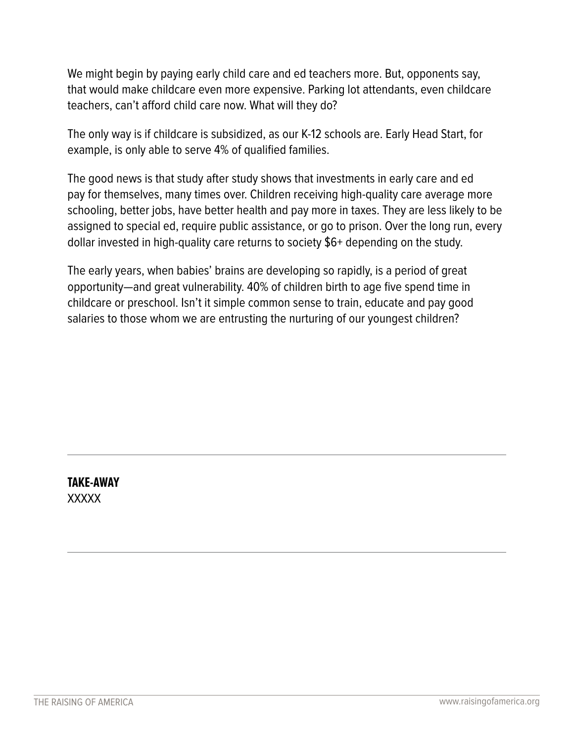We might begin by paying early child care and ed teachers more. But, opponents say, that would make childcare even more expensive. Parking lot attendants, even childcare teachers, can't afford child care now. What will they do?

The only way is if childcare is subsidized, as our K-12 schools are. Early Head Start, for example, is only able to serve 4% of qualified families.

The good news is that study after study shows that investments in early care and ed pay for themselves, many times over. Children receiving high-quality care average more schooling, better jobs, have better health and pay more in taxes. They are less likely to be assigned to special ed, require public assistance, or go to prison. Over the long run, every dollar invested in high-quality care returns to society $6+ depending on the study.

The early years, when babies' brains are developing so rapidly, is a period of great opportunity—and great vulnerability. 40% of children birth to age five spend time in childcare or preschool. Isn't it simple common sense to train, educate and pay good salaries to those whom we are entrusting the nurturing of our youngest children?

---

**TAKE-AWAY**
XXXXX

---